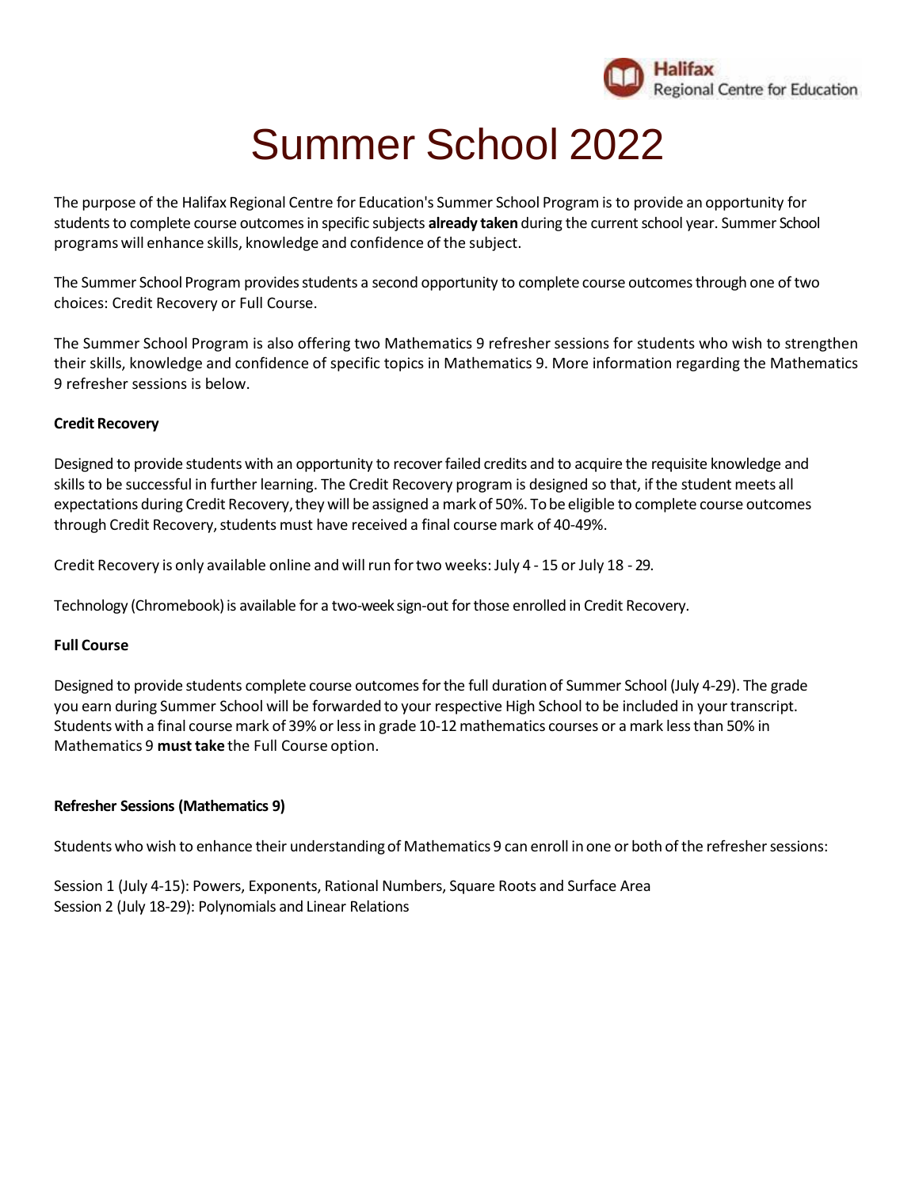Halifax Regional Centre for Education

# Summer School 2022

The purpose of the Halifax Regional Centre for Education's Summer School Program is to provide an opportunity for students to complete course outcomes in specific subjects **already taken** during the current school year. Summer School programs will enhance skills, knowledge and confidence of the subject.

The Summer School Program provides students a second opportunity to complete course outcomes through one of two choices: Credit Recovery or Full Course.

The Summer School Program is also offering two Mathematics 9 refresher sessions for students who wish to strengthen their skills, knowledge and confidence of specific topics in Mathematics 9. More information regarding the Mathematics 9 refresher sessions is below.

**Credit Recovery**

Designed to provide students with an opportunity to recover failed credits and to acquire the requisite knowledge and skills to be successful in further learning. The Credit Recovery program is designed so that, if the student meets all expectations during Credit Recovery, they will be assigned a mark of 50%. To be eligible to complete course outcomes through Credit Recovery, students must have received a final course mark of 40-49%.

Credit Recovery is only available online and will run for two weeks: July 4 - 15 or July 18 - 29.

Technology (Chromebook) is available for a two-week sign-out for those enrolled in Credit Recovery.

**Full Course**

Designed to provide students complete course outcomes for the full duration of Summer School (July 4-29). The grade you earn during Summer School will be forwarded to your respective High School to be included in your transcript. Students with a final course mark of 39% or less in grade 10-12 mathematics courses or a mark less than 50% in Mathematics 9 **must take** the Full Course option.

**Refresher Sessions (Mathematics 9)**

Students who wish to enhance their understanding of Mathematics 9 can enroll in one or both of the refresher sessions:

Session 1 (July 4-15): Powers, Exponents, Rational Numbers, Square Roots and Surface Area
Session 2 (July 18-29): Polynomials and Linear Relations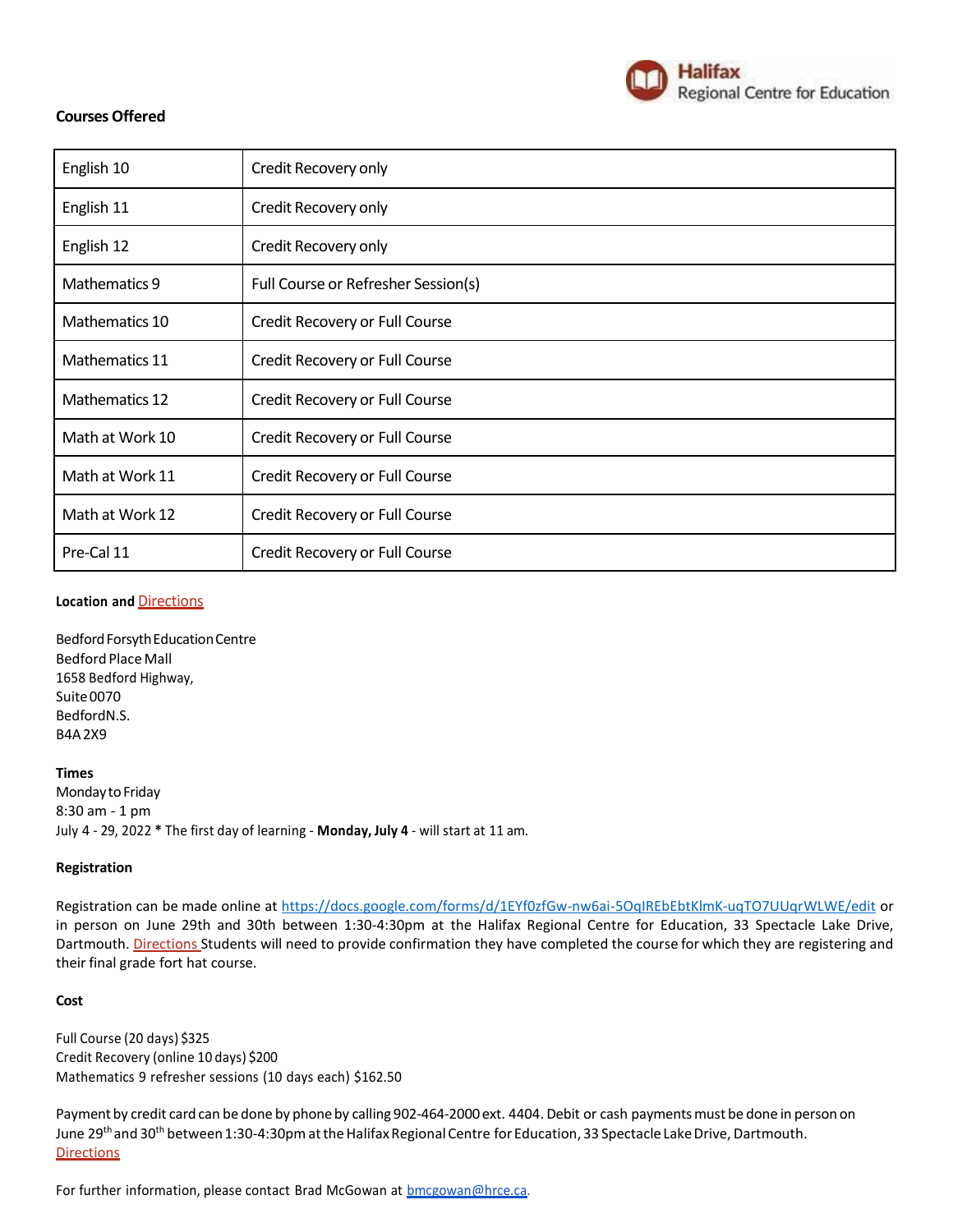**Courses Offered**

| | |
|---|---|
| English 10 | Credit Recovery only |
| English 11 | Credit Recovery only |
| English 12 | Credit Recovery only |
| Mathematics 9 | Full Course or Refresher Session(s) |
| Mathematics 10 | Credit Recovery or Full Course |
| Mathematics 11 | Credit Recovery or Full Course |
| Mathematics 12 | Credit Recovery or Full Course |
| Math at Work 10 | Credit Recovery or Full Course |
| Math at Work 11 | Credit Recovery or Full Course |
| Math at Work 12 | Credit Recovery or Full Course |
| Pre-Cal 11 | Credit Recovery or Full Course |

**Location and** Directions

Bedford Forsyth Education Centre
Bedford Place Mall
1658 Bedford Highway,
Suite 0070
Bedford N.S.
B4A 2X9

**Times**
Monday to Friday
8:30 am - 1 pm
July 4 - 29, 2022 **\*** The first day of learning - **Monday, July 4** - will start at 11 am.

**Registration**

Registration can be made online at https://docs.google.com/forms/d/1EYf0zfGw-nw6ai-5OqIREbEbtKlmK-uqTO7UUqrWLWE/edit or in person on June 29th and 30th between 1:30-4:30pm at the Halifax Regional Centre for Education, 33 Spectacle Lake Drive, Dartmouth. Directions Students will need to provide confirmation they have completed the course for which they are registering and their final grade fort hat course.

**Cost**

Full Course (20 days) $325
Credit Recovery (online 10 days) $200
Mathematics 9 refresher sessions (10 days each) $162.50

Payment by credit card can be done by phone by calling 902-464-2000 ext. 4404. Debit or cash payments must be done in person on June 29th and 30th between 1:30-4:30pm at the Halifax Regional Centre for Education, 33 Spectacle Lake Drive, Dartmouth.
Directions

For further information, please contact Brad McGowan at bmcgowan@hrce.ca.